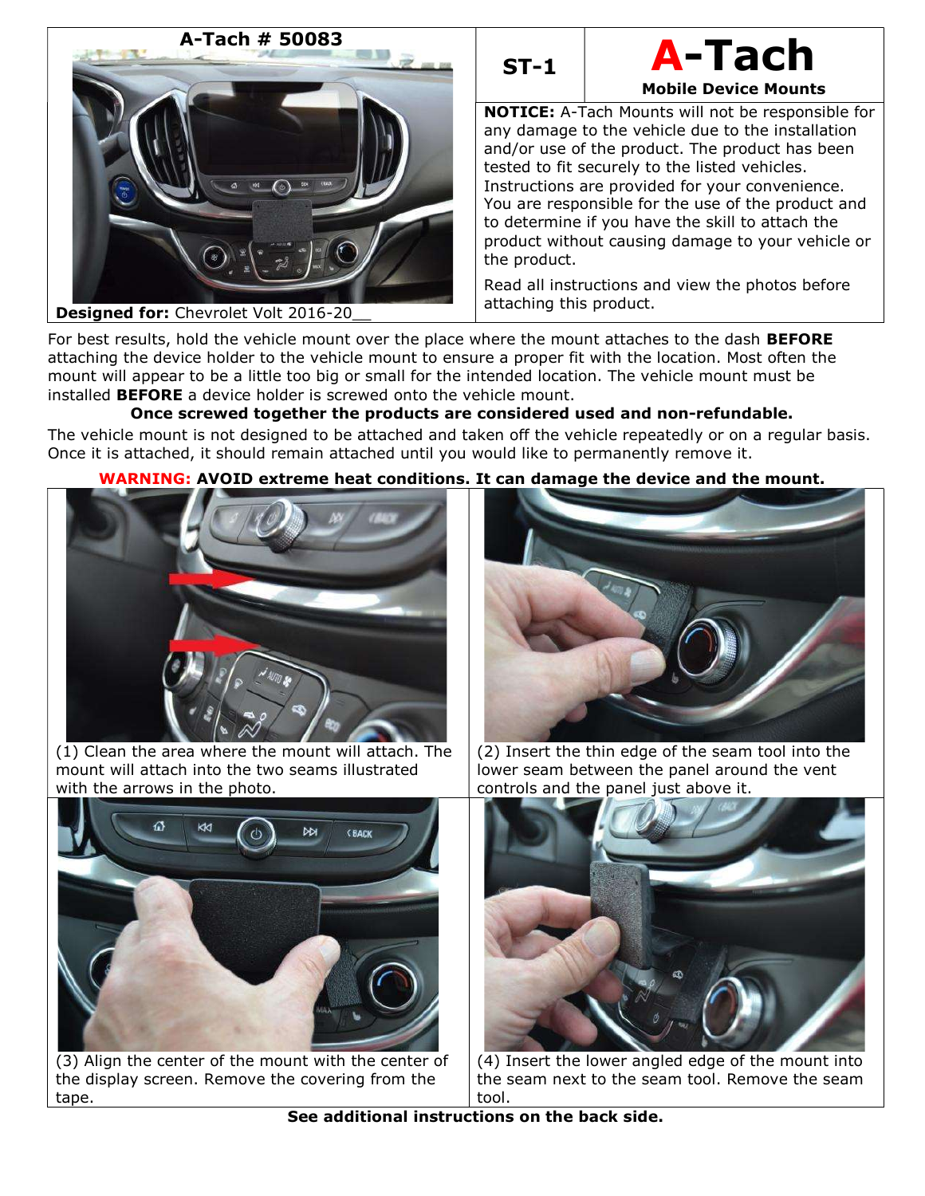**A-Tach # 50083**

**Designed for:** Chevrolet Volt 2016-20__

**ST-1**

# A-Tach

**Mobile Device Mounts**

**NOTICE:** A-Tach Mounts will not be responsible for any damage to the vehicle due to the installation and/or use of the product. The product has been tested to fit securely to the listed vehicles. Instructions are provided for your convenience. You are responsible for the use of the product and to determine if you have the skill to attach the product without causing damage to your vehicle or the product.

Read all instructions and view the photos before attaching this product.

For best results, hold the vehicle mount over the place where the mount attaches to the dash **BEFORE** attaching the device holder to the vehicle mount to ensure a proper fit with the location. Most often the mount will appear to be a little too big or small for the intended location. The vehicle mount must be installed **BEFORE** a device holder is screwed onto the vehicle mount.

**Once screwed together the products are considered used and non-refundable.**

The vehicle mount is not designed to be attached and taken off the vehicle repeatedly or on a regular basis. Once it is attached, it should remain attached until you would like to permanently remove it.

**WARNING: AVOID extreme heat conditions. It can damage the device and the mount.**

(1) Clean the area where the mount will attach. The mount will attach into the two seams illustrated with the arrows in the photo.

(2) Insert the thin edge of the seam tool into the lower seam between the panel around the vent controls and the panel just above it.

(3) Align the center of the mount with the center of the display screen. Remove the covering from the tape.

(4) Insert the lower angled edge of the mount into the seam next to the seam tool. Remove the seam tool.

**See additional instructions on the back side.**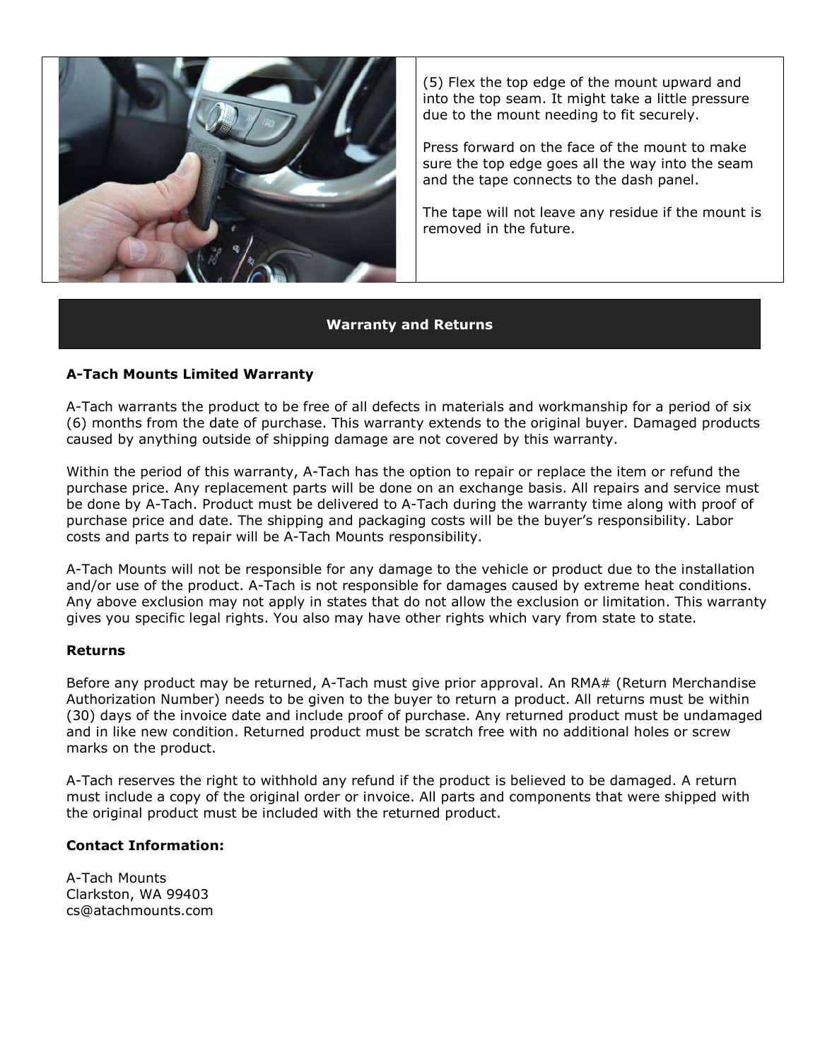(5) Flex the top edge of the mount upward and into the top seam. It might take a little pressure due to the mount needing to fit securely.

Press forward on the face of the mount to make sure the top edge goes all the way into the seam and the tape connects to the dash panel.

The tape will not leave any residue if the mount is removed in the future.

## Warranty and Returns

**A-Tach Mounts Limited Warranty**

A-Tach warrants the product to be free of all defects in materials and workmanship for a period of six (6) months from the date of purchase. This warranty extends to the original buyer. Damaged products caused by anything outside of shipping damage are not covered by this warranty.

Within the period of this warranty, A-Tach has the option to repair or replace the item or refund the purchase price. Any replacement parts will be done on an exchange basis. All repairs and service must be done by A-Tach. Product must be delivered to A-Tach during the warranty time along with proof of purchase price and date. The shipping and packaging costs will be the buyer's responsibility. Labor costs and parts to repair will be A-Tach Mounts responsibility.

A-Tach Mounts will not be responsible for any damage to the vehicle or product due to the installation and/or use of the product. A-Tach is not responsible for damages caused by extreme heat conditions. Any above exclusion may not apply in states that do not allow the exclusion or limitation. This warranty gives you specific legal rights. You also may have other rights which vary from state to state.

**Returns**

Before any product may be returned, A-Tach must give prior approval. An RMA# (Return Merchandise Authorization Number) needs to be given to the buyer to return a product. All returns must be within (30) days of the invoice date and include proof of purchase. Any returned product must be undamaged and in like new condition. Returned product must be scratch free with no additional holes or screw marks on the product.

A-Tach reserves the right to withhold any refund if the product is believed to be damaged. A return must include a copy of the original order or invoice. All parts and components that were shipped with the original product must be included with the returned product.

**Contact Information:**

A-Tach Mounts
Clarkston, WA 99403
cs@atachmounts.com